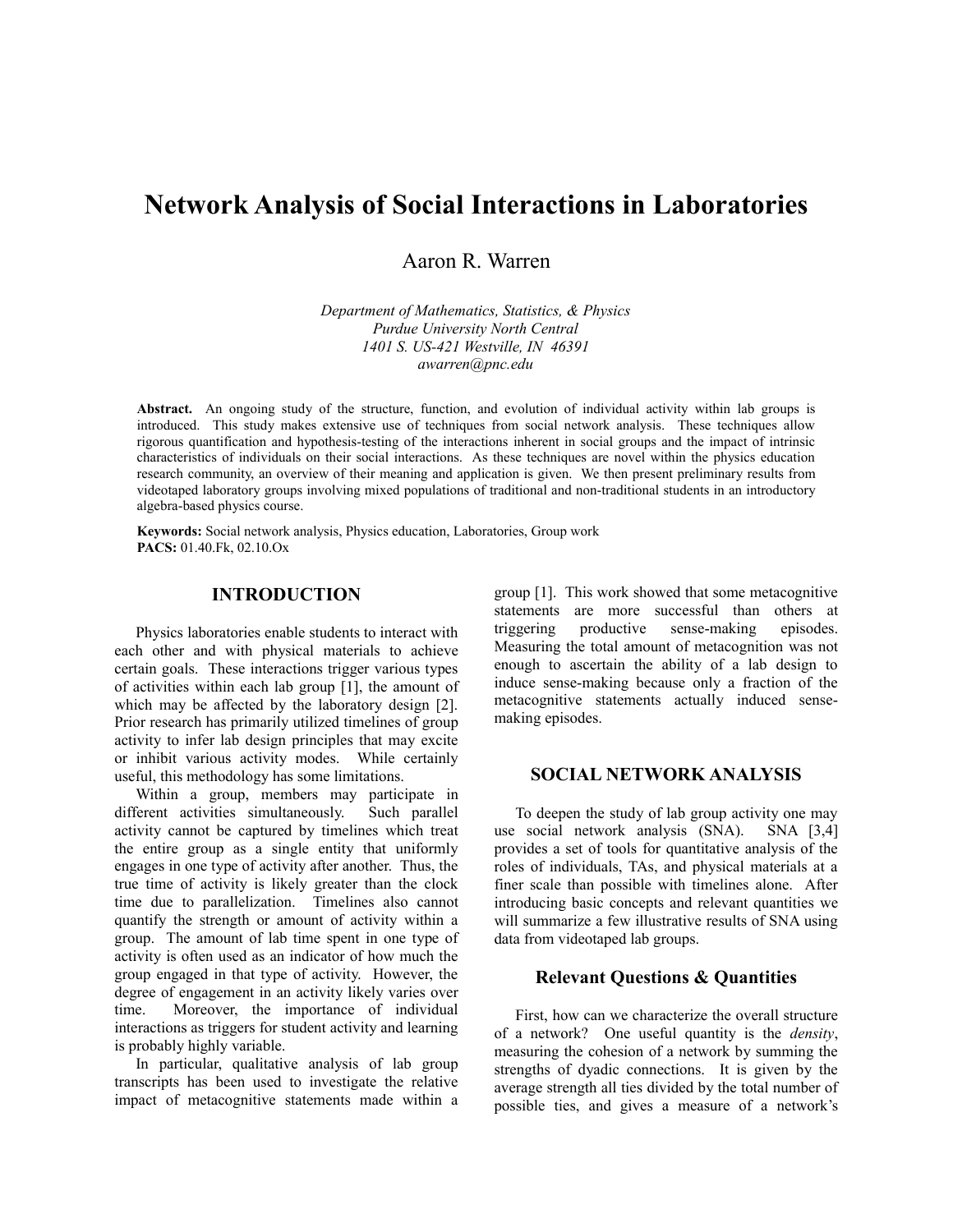# Network Analysis of Social Interactions in Laboratories

Aaron R. Warren

*Department of Mathematics, Statistics, & Physics*
*Purdue University North Central*
*1401 S. US-421 Westville, IN 46391*
*awarren@pnc.edu*

**Abstract.** An ongoing study of the structure, function, and evolution of individual activity within lab groups is introduced. This study makes extensive use of techniques from social network analysis. These techniques allow rigorous quantification and hypothesis-testing of the interactions inherent in social groups and the impact of intrinsic characteristics of individuals on their social interactions. As these techniques are novel within the physics education research community, an overview of their meaning and application is given. We then present preliminary results from videotaped laboratory groups involving mixed populations of traditional and non-traditional students in an introductory algebra-based physics course.

**Keywords:** Social network analysis, Physics education, Laboratories, Group work
**PACS:** 01.40.Fk, 02.10.Ox

## INTRODUCTION

Physics laboratories enable students to interact with each other and with physical materials to achieve certain goals. These interactions trigger various types of activities within each lab group [1], the amount of which may be affected by the laboratory design [2]. Prior research has primarily utilized timelines of group activity to infer lab design principles that may excite or inhibit various activity modes. While certainly useful, this methodology has some limitations.

Within a group, members may participate in different activities simultaneously. Such parallel activity cannot be captured by timelines which treat the entire group as a single entity that uniformly engages in one type of activity after another. Thus, the true time of activity is likely greater than the clock time due to parallelization. Timelines also cannot quantify the strength or amount of activity within a group. The amount of lab time spent in one type of activity is often used as an indicator of how much the group engaged in that type of activity. However, the degree of engagement in an activity likely varies over time. Moreover, the importance of individual interactions as triggers for student activity and learning is probably highly variable.

In particular, qualitative analysis of lab group transcripts has been used to investigate the relative impact of metacognitive statements made within a group [1]. This work showed that some metacognitive statements are more successful than others at triggering productive sense-making episodes. Measuring the total amount of metacognition was not enough to ascertain the ability of a lab design to induce sense-making because only a fraction of the metacognitive statements actually induced sense-making episodes.

## SOCIAL NETWORK ANALYSIS

To deepen the study of lab group activity one may use social network analysis (SNA). SNA [3,4] provides a set of tools for quantitative analysis of the roles of individuals, TAs, and physical materials at a finer scale than possible with timelines alone. After introducing basic concepts and relevant quantities we will summarize a few illustrative results of SNA using data from videotaped lab groups.

### Relevant Questions & Quantities

First, how can we characterize the overall structure of a network? One useful quantity is the *density*, measuring the cohesion of a network by summing the strengths of dyadic connections. It is given by the average strength all ties divided by the total number of possible ties, and gives a measure of a network's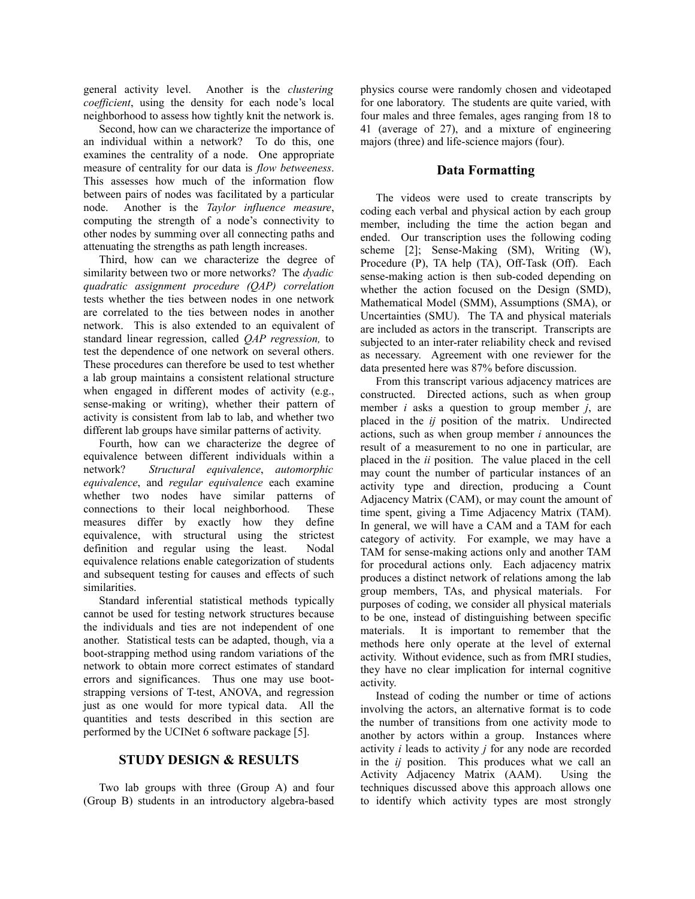general activity level. Another is the *clustering coefficient*, using the density for each node's local neighborhood to assess how tightly knit the network is.

Second, how can we characterize the importance of an individual within a network? To do this, one examines the centrality of a node. One appropriate measure of centrality for our data is *flow betweeness*. This assesses how much of the information flow between pairs of nodes was facilitated by a particular node. Another is the *Taylor influence measure*, computing the strength of a node's connectivity to other nodes by summing over all connecting paths and attenuating the strengths as path length increases.

Third, how can we characterize the degree of similarity between two or more networks? The *dyadic quadratic assignment procedure (QAP) correlation* tests whether the ties between nodes in one network are correlated to the ties between nodes in another network. This is also extended to an equivalent of standard linear regression, called *QAP regression,* to test the dependence of one network on several others. These procedures can therefore be used to test whether a lab group maintains a consistent relational structure when engaged in different modes of activity (e.g., sense-making or writing), whether their pattern of activity is consistent from lab to lab, and whether two different lab groups have similar patterns of activity.

Fourth, how can we characterize the degree of equivalence between different individuals within a network? *Structural equivalence*, *automorphic equivalence*, and *regular equivalence* each examine whether two nodes have similar patterns of connections to their local neighborhood. These measures differ by exactly how they define equivalence, with structural using the strictest definition and regular using the least. Nodal equivalence relations enable categorization of students and subsequent testing for causes and effects of such similarities.

Standard inferential statistical methods typically cannot be used for testing network structures because the individuals and ties are not independent of one another. Statistical tests can be adapted, though, via a boot-strapping method using random variations of the network to obtain more correct estimates of standard errors and significances. Thus one may use boot-strapping versions of T-test, ANOVA, and regression just as one would for more typical data. All the quantities and tests described in this section are performed by the UCINet 6 software package [5].

## STUDY DESIGN & RESULTS

Two lab groups with three (Group A) and four (Group B) students in an introductory algebra-based physics course were randomly chosen and videotaped for one laboratory. The students are quite varied, with four males and three females, ages ranging from 18 to 41 (average of 27), and a mixture of engineering majors (three) and life-science majors (four).

## Data Formatting

The videos were used to create transcripts by coding each verbal and physical action by each group member, including the time the action began and ended. Our transcription uses the following coding scheme [2]; Sense-Making (SM), Writing (W), Procedure (P), TA help (TA), Off-Task (Off). Each sense-making action is then sub-coded depending on whether the action focused on the Design (SMD), Mathematical Model (SMM), Assumptions (SMA), or Uncertainties (SMU). The TA and physical materials are included as actors in the transcript. Transcripts are subjected to an inter-rater reliability check and revised as necessary. Agreement with one reviewer for the data presented here was 87% before discussion.

From this transcript various adjacency matrices are constructed. Directed actions, such as when group member *i* asks a question to group member *j*, are placed in the *ij* position of the matrix. Undirected actions, such as when group member *i* announces the result of a measurement to no one in particular, are placed in the *ii* position. The value placed in the cell may count the number of particular instances of an activity type and direction, producing a Count Adjacency Matrix (CAM), or may count the amount of time spent, giving a Time Adjacency Matrix (TAM). In general, we will have a CAM and a TAM for each category of activity. For example, we may have a TAM for sense-making actions only and another TAM for procedural actions only. Each adjacency matrix produces a distinct network of relations among the lab group members, TAs, and physical materials. For purposes of coding, we consider all physical materials to be one, instead of distinguishing between specific materials. It is important to remember that the methods here only operate at the level of external activity. Without evidence, such as from fMRI studies, they have no clear implication for internal cognitive activity.

Instead of coding the number or time of actions involving the actors, an alternative format is to code the number of transitions from one activity mode to another by actors within a group. Instances where activity *i* leads to activity *j* for any node are recorded in the *ij* position. This produces what we call an Activity Adjacency Matrix (AAM). Using the techniques discussed above this approach allows one to identify which activity types are most strongly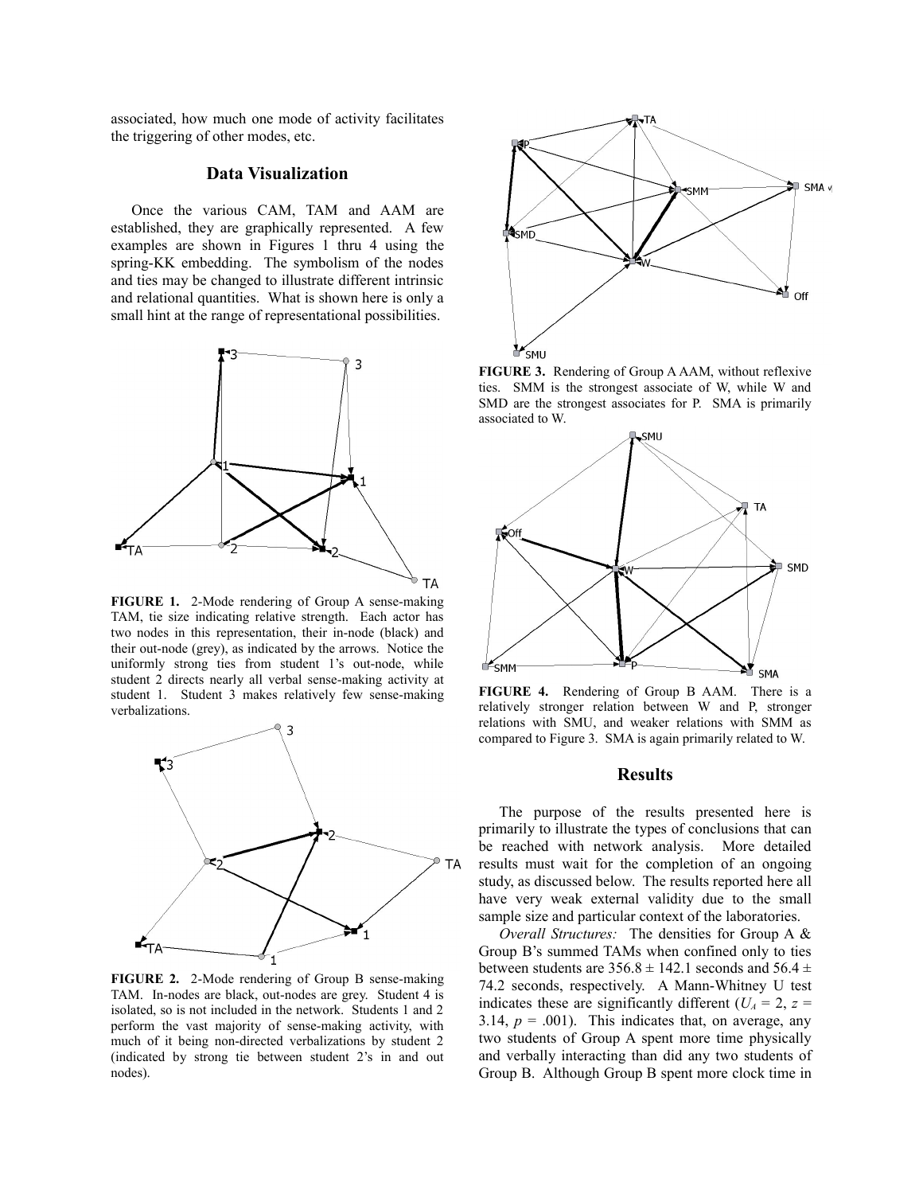associated, how much one mode of activity facilitates the triggering of other modes, etc.

## Data Visualization

Once the various CAM, TAM and AAM are established, they are graphically represented. A few examples are shown in Figures 1 thru 4 using the spring-KK embedding. The symbolism of the nodes and ties may be changed to illustrate different intrinsic and relational quantities. What is shown here is only a small hint at the range of representational possibilities.

**FIGURE 1.** 2-Mode rendering of Group A sense-making TAM, tie size indicating relative strength. Each actor has two nodes in this representation, their in-node (black) and their out-node (grey), as indicated by the arrows. Notice the uniformly strong ties from student 1's out-node, while student 2 directs nearly all verbal sense-making activity at student 1. Student 3 makes relatively few sense-making verbalizations.

**FIGURE 2.** 2-Mode rendering of Group B sense-making TAM. In-nodes are black, out-nodes are grey. Student 4 is isolated, so is not included in the network. Students 1 and 2 perform the vast majority of sense-making activity, with much of it being non-directed verbalizations by student 2 (indicated by strong tie between student 2's in and out nodes).

**FIGURE 3.** Rendering of Group A AAM, without reflexive ties. SMM is the strongest associate of W, while W and SMD are the strongest associates for P. SMA is primarily associated to W.

**FIGURE 4.** Rendering of Group B AAM. There is a relatively stronger relation between W and P, stronger relations with SMU, and weaker relations with SMM as compared to Figure 3. SMA is again primarily related to W.

## Results

The purpose of the results presented here is primarily to illustrate the types of conclusions that can be reached with network analysis. More detailed results must wait for the completion of an ongoing study, as discussed below. The results reported here all have very weak external validity due to the small sample size and particular context of the laboratories.

*Overall Structures:* The densities for Group A & Group B's summed TAMs when confined only to ties between students are $356.8 \pm 142.1$ seconds and $56.4 \pm 74.2$ seconds, respectively. A Mann-Whitney U test indicates these are significantly different ($U_A = 2$, $z = 3.14$, $p = .001$). This indicates that, on average, any two students of Group A spent more time physically and verbally interacting than did any two students of Group B. Although Group B spent more clock time in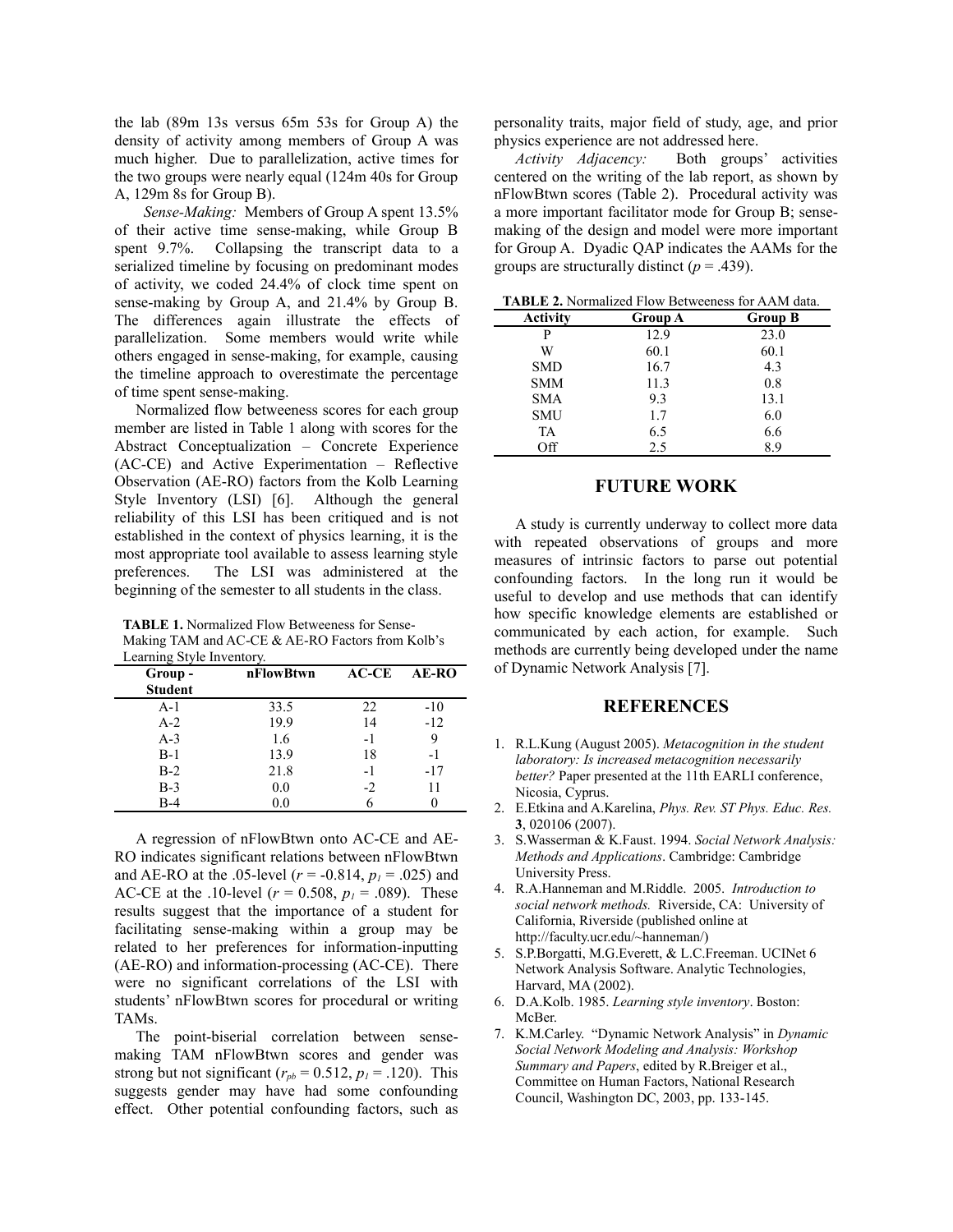the lab (89m 13s versus 65m 53s for Group A) the density of activity among members of Group A was much higher. Due to parallelization, active times for the two groups were nearly equal (124m 40s for Group A, 129m 8s for Group B).

*Sense-Making:* Members of Group A spent 13.5% of their active time sense-making, while Group B spent 9.7%. Collapsing the transcript data to a serialized timeline by focusing on predominant modes of activity, we coded 24.4% of clock time spent on sense-making by Group A, and 21.4% by Group B. The differences again illustrate the effects of parallelization. Some members would write while others engaged in sense-making, for example, causing the timeline approach to overestimate the percentage of time spent sense-making.

Normalized flow betweeness scores for each group member are listed in Table 1 along with scores for the Abstract Conceptualization – Concrete Experience (AC-CE) and Active Experimentation – Reflective Observation (AE-RO) factors from the Kolb Learning Style Inventory (LSI) [6]. Although the general reliability of this LSI has been critiqued and is not established in the context of physics learning, it is the most appropriate tool available to assess learning style preferences. The LSI was administered at the beginning of the semester to all students in the class.

**TABLE 1.** Normalized Flow Betweeness for Sense-Making TAM and AC-CE & AE-RO Factors from Kolb's Learning Style Inventory.

| Group - Student | nFlowBtwn | AC-CE | AE-RO |
|---|---|---|---|
| A-1 | 33.5 | 22 | -10 |
| A-2 | 19.9 | 14 | -12 |
| A-3 | 1.6 | -1 | 9 |
| B-1 | 13.9 | 18 | -1 |
| B-2 | 21.8 | -1 | -17 |
| B-3 | 0.0 | -2 | 11 |
| B-4 | 0.0 | 6 | 0 |

A regression of nFlowBtwn onto AC-CE and AE-RO indicates significant relations between nFlowBtwn and AE-RO at the .05-level ($r$ = -0.814, $p_1$ = .025) and AC-CE at the .10-level ($r$ = 0.508, $p_1$ = .089). These results suggest that the importance of a student for facilitating sense-making within a group may be related to her preferences for information-inputting (AE-RO) and information-processing (AC-CE). There were no significant correlations of the LSI with students' nFlowBtwn scores for procedural or writing TAMs.

The point-biserial correlation between sense-making TAM nFlowBtwn scores and gender was strong but not significant ($r_{pb}$ = 0.512, $p_1$ = .120). This suggests gender may have had some confounding effect. Other potential confounding factors, such as personality traits, major field of study, age, and prior physics experience are not addressed here.

*Activity Adjacency:* Both groups' activities centered on the writing of the lab report, as shown by nFlowBtwn scores (Table 2). Procedural activity was a more important facilitator mode for Group B; sense-making of the design and model were more important for Group A. Dyadic QAP indicates the AAMs for the groups are structurally distinct ($p$ = .439).

**TABLE 2.** Normalized Flow Betweeness for AAM data.

| Activity | Group A | Group B |
|---|---|---|
| P | 12.9 | 23.0 |
| W | 60.1 | 60.1 |
| SMD | 16.7 | 4.3 |
| SMM | 11.3 | 0.8 |
| SMA | 9.3 | 13.1 |
| SMU | 1.7 | 6.0 |
| TA | 6.5 | 6.6 |
| Off | 2.5 | 8.9 |

## FUTURE WORK

A study is currently underway to collect more data with repeated observations of groups and more measures of intrinsic factors to parse out potential confounding factors. In the long run it would be useful to develop and use methods that can identify how specific knowledge elements are established or communicated by each action, for example. Such methods are currently being developed under the name of Dynamic Network Analysis [7].

## REFERENCES

1. R.L.Kung (August 2005). *Metacognition in the student laboratory: Is increased metacognition necessarily better?* Paper presented at the 11th EARLI conference, Nicosia, Cyprus.
2. E.Etkina and A.Karelina, *Phys. Rev. ST Phys. Educ. Res.* **3**, 020106 (2007).
3. S.Wasserman & K.Faust. 1994. *Social Network Analysis: Methods and Applications*. Cambridge: Cambridge University Press.
4. R.A.Hanneman and M.Riddle. 2005. *Introduction to social network methods.* Riverside, CA: University of California, Riverside (published online at http://faculty.ucr.edu/~hanneman/)
5. S.P.Borgatti, M.G.Everett, & L.C.Freeman. UCINet 6 Network Analysis Software. Analytic Technologies, Harvard, MA (2002).
6. D.A.Kolb. 1985. *Learning style inventory*. Boston: McBer.
7. K.M.Carley. "Dynamic Network Analysis" in *Dynamic Social Network Modeling and Analysis: Workshop Summary and Papers*, edited by R.Breiger et al., Committee on Human Factors, National Research Council, Washington DC, 2003, pp. 133-145.